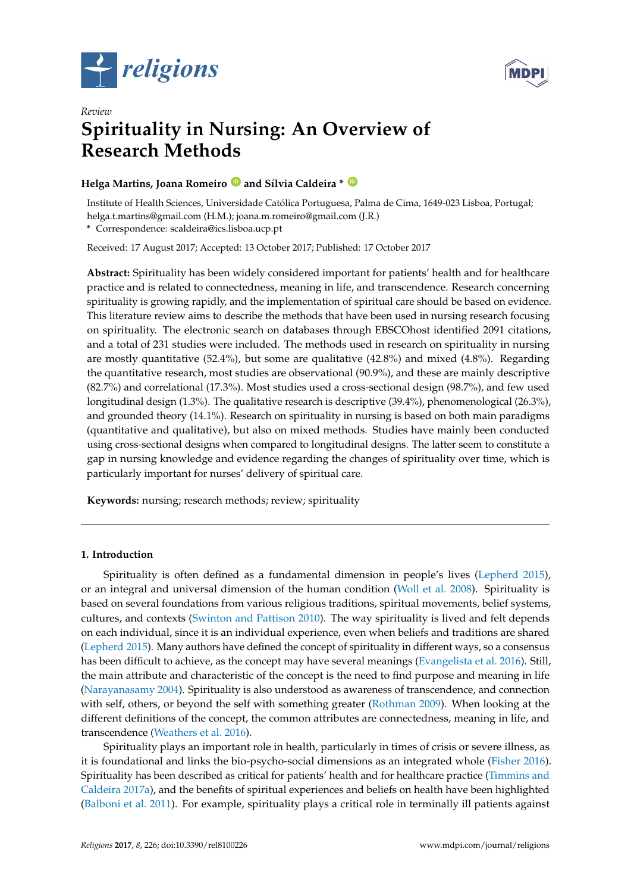*Review*

# Spirituality in Nursing: An Overview of Research Methods

**Helga Martins, Joana Romeiro and Sílvia Caldeira ***

Institute of Health Sciences, Universidade Católica Portuguesa, Palma de Cima, 1649-023 Lisboa, Portugal; helga.t.martins@gmail.com (H.M.); joana.m.romeiro@gmail.com (J.R.)

* Correspondence: scaldeira@ics.lisboa.ucp.pt

Received: 17 August 2017; Accepted: 13 October 2017; Published: 17 October 2017

**Abstract:** Spirituality has been widely considered important for patients' health and for healthcare practice and is related to connectedness, meaning in life, and transcendence. Research concerning spirituality is growing rapidly, and the implementation of spiritual care should be based on evidence. This literature review aims to describe the methods that have been used in nursing research focusing on spirituality. The electronic search on databases through EBSCOhost identified 2091 citations, and a total of 231 studies were included. The methods used in research on spirituality in nursing are mostly quantitative (52.4%), but some are qualitative (42.8%) and mixed (4.8%). Regarding the quantitative research, most studies are observational (90.9%), and these are mainly descriptive (82.7%) and correlational (17.3%). Most studies used a cross-sectional design (98.7%), and few used longitudinal design (1.3%). The qualitative research is descriptive (39.4%), phenomenological (26.3%), and grounded theory (14.1%). Research on spirituality in nursing is based on both main paradigms (quantitative and qualitative), but also on mixed methods. Studies have mainly been conducted using cross-sectional designs when compared to longitudinal designs. The latter seem to constitute a gap in nursing knowledge and evidence regarding the changes of spirituality over time, which is particularly important for nurses' delivery of spiritual care.

**Keywords:** nursing; research methods; review; spirituality

## 1. Introduction

Spirituality is often defined as a fundamental dimension in people's lives (Lepherd 2015), or an integral and universal dimension of the human condition (Woll et al. 2008). Spirituality is based on several foundations from various religious traditions, spiritual movements, belief systems, cultures, and contexts (Swinton and Pattison 2010). The way spirituality is lived and felt depends on each individual, since it is an individual experience, even when beliefs and traditions are shared (Lepherd 2015). Many authors have defined the concept of spirituality in different ways, so a consensus has been difficult to achieve, as the concept may have several meanings (Evangelista et al. 2016). Still, the main attribute and characteristic of the concept is the need to find purpose and meaning in life (Narayanasamy 2004). Spirituality is also understood as awareness of transcendence, and connection with self, others, or beyond the self with something greater (Rothman 2009). When looking at the different definitions of the concept, the common attributes are connectedness, meaning in life, and transcendence (Weathers et al. 2016).

Spirituality plays an important role in health, particularly in times of crisis or severe illness, as it is foundational and links the bio-psycho-social dimensions as an integrated whole (Fisher 2016). Spirituality has been described as critical for patients' health and for healthcare practice (Timmins and Caldeira 2017a), and the benefits of spiritual experiences and beliefs on health have been highlighted (Balboni et al. 2011). For example, spirituality plays a critical role in terminally ill patients against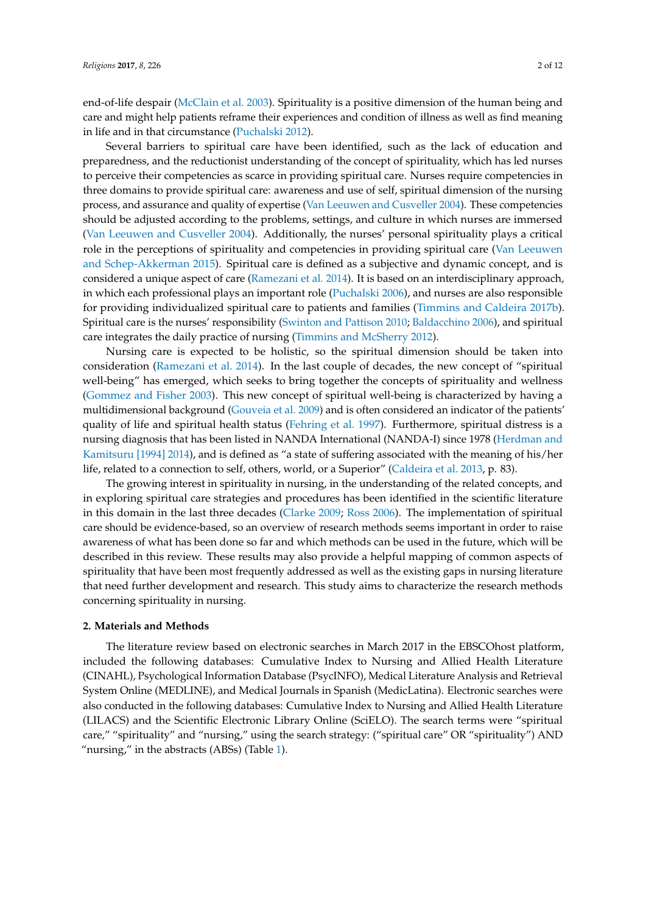end-of-life despair (McClain et al. 2003). Spirituality is a positive dimension of the human being and care and might help patients reframe their experiences and condition of illness as well as find meaning in life and in that circumstance (Puchalski 2012).

Several barriers to spiritual care have been identified, such as the lack of education and preparedness, and the reductionist understanding of the concept of spirituality, which has led nurses to perceive their competencies as scarce in providing spiritual care. Nurses require competencies in three domains to provide spiritual care: awareness and use of self, spiritual dimension of the nursing process, and assurance and quality of expertise (Van Leeuwen and Cusveller 2004). These competencies should be adjusted according to the problems, settings, and culture in which nurses are immersed (Van Leeuwen and Cusveller 2004). Additionally, the nurses' personal spirituality plays a critical role in the perceptions of spirituality and competencies in providing spiritual care (Van Leeuwen and Schep-Akkerman 2015). Spiritual care is defined as a subjective and dynamic concept, and is considered a unique aspect of care (Ramezani et al. 2014). It is based on an interdisciplinary approach, in which each professional plays an important role (Puchalski 2006), and nurses are also responsible for providing individualized spiritual care to patients and families (Timmins and Caldeira 2017b). Spiritual care is the nurses' responsibility (Swinton and Pattison 2010; Baldacchino 2006), and spiritual care integrates the daily practice of nursing (Timmins and McSherry 2012).

Nursing care is expected to be holistic, so the spiritual dimension should be taken into consideration (Ramezani et al. 2014). In the last couple of decades, the new concept of "spiritual well-being" has emerged, which seeks to bring together the concepts of spirituality and wellness (Gommez and Fisher 2003). This new concept of spiritual well-being is characterized by having a multidimensional background (Gouveia et al. 2009) and is often considered an indicator of the patients' quality of life and spiritual health status (Fehring et al. 1997). Furthermore, spiritual distress is a nursing diagnosis that has been listed in NANDA International (NANDA-I) since 1978 (Herdman and Kamitsuru [1994] 2014), and is defined as "a state of suffering associated with the meaning of his/her life, related to a connection to self, others, world, or a Superior" (Caldeira et al. 2013, p. 83).

The growing interest in spirituality in nursing, in the understanding of the related concepts, and in exploring spiritual care strategies and procedures has been identified in the scientific literature in this domain in the last three decades (Clarke 2009; Ross 2006). The implementation of spiritual care should be evidence-based, so an overview of research methods seems important in order to raise awareness of what has been done so far and which methods can be used in the future, which will be described in this review. These results may also provide a helpful mapping of common aspects of spirituality that have been most frequently addressed as well as the existing gaps in nursing literature that need further development and research. This study aims to characterize the research methods concerning spirituality in nursing.

## 2. Materials and Methods

The literature review based on electronic searches in March 2017 in the EBSCOhost platform, included the following databases: Cumulative Index to Nursing and Allied Health Literature (CINAHL), Psychological Information Database (PsycINFO), Medical Literature Analysis and Retrieval System Online (MEDLINE), and Medical Journals in Spanish (MedicLatina). Electronic searches were also conducted in the following databases: Cumulative Index to Nursing and Allied Health Literature (LILACS) and the Scientific Electronic Library Online (SciELO). The search terms were "spiritual care," "spirituality" and "nursing," using the search strategy: ("spiritual care" OR "spirituality") AND "nursing," in the abstracts (ABSs) (Table 1).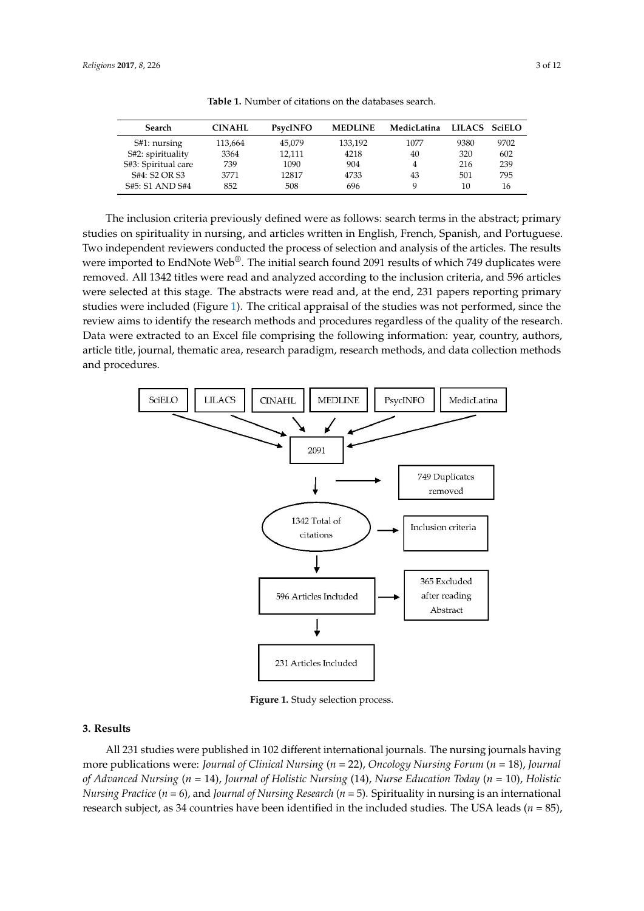**Table 1.** Number of citations on the databases search.

| Search | CINAHL | PsycINFO | MEDLINE | MedicLatina | LILACS | SciELO |
|---|---|---|---|---|---|---|
| S#1: nursing | 113,664 | 45,079 | 133,192 | 1077 | 9380 | 9702 |
| S#2: spirituality | 3364 | 12,111 | 4218 | 40 | 320 | 602 |
| S#3: Spiritual care | 739 | 1090 | 904 | 4 | 216 | 239 |
| S#4: S2 OR S3 | 3771 | 12817 | 4733 | 43 | 501 | 795 |
| S#5: S1 AND S#4 | 852 | 508 | 696 | 9 | 10 | 16 |

The inclusion criteria previously defined were as follows: search terms in the abstract; primary studies on spirituality in nursing, and articles written in English, French, Spanish, and Portuguese. Two independent reviewers conducted the process of selection and analysis of the articles. The results were imported to EndNote Web®. The initial search found 2091 results of which 749 duplicates were removed. All 1342 titles were read and analyzed according to the inclusion criteria, and 596 articles were selected at this stage. The abstracts were read and, at the end, 231 papers reporting primary studies were included (Figure 1). The critical appraisal of the studies was not performed, since the review aims to identify the research methods and procedures regardless of the quality of the research. Data were extracted to an Excel file comprising the following information: year, country, authors, article title, journal, thematic area, research paradigm, research methods, and data collection methods and procedures.

SciELO · LILACS · CINAHL · MEDLINE · PsycINFO · MedicLatina → 2091 → 749 Duplicates removed → 1342 Total of citations → Inclusion criteria → 596 Articles Included → 365 Excluded after reading Abstract → 231 Articles Included

**Figure 1.** Study selection process.

## 3. Results

All 231 studies were published in 102 different international journals. The nursing journals having more publications were: *Journal of Clinical Nursing* ($n$ = 22), *Oncology Nursing Forum* ($n$ = 18), *Journal of Advanced Nursing* ($n$ = 14), *Journal of Holistic Nursing* (14), *Nurse Education Today* ($n$ = 10), *Holistic Nursing Practice* ($n$ = 6), and *Journal of Nursing Research* ($n$ = 5). Spirituality in nursing is an international research subject, as 34 countries have been identified in the included studies. The USA leads ($n$ = 85),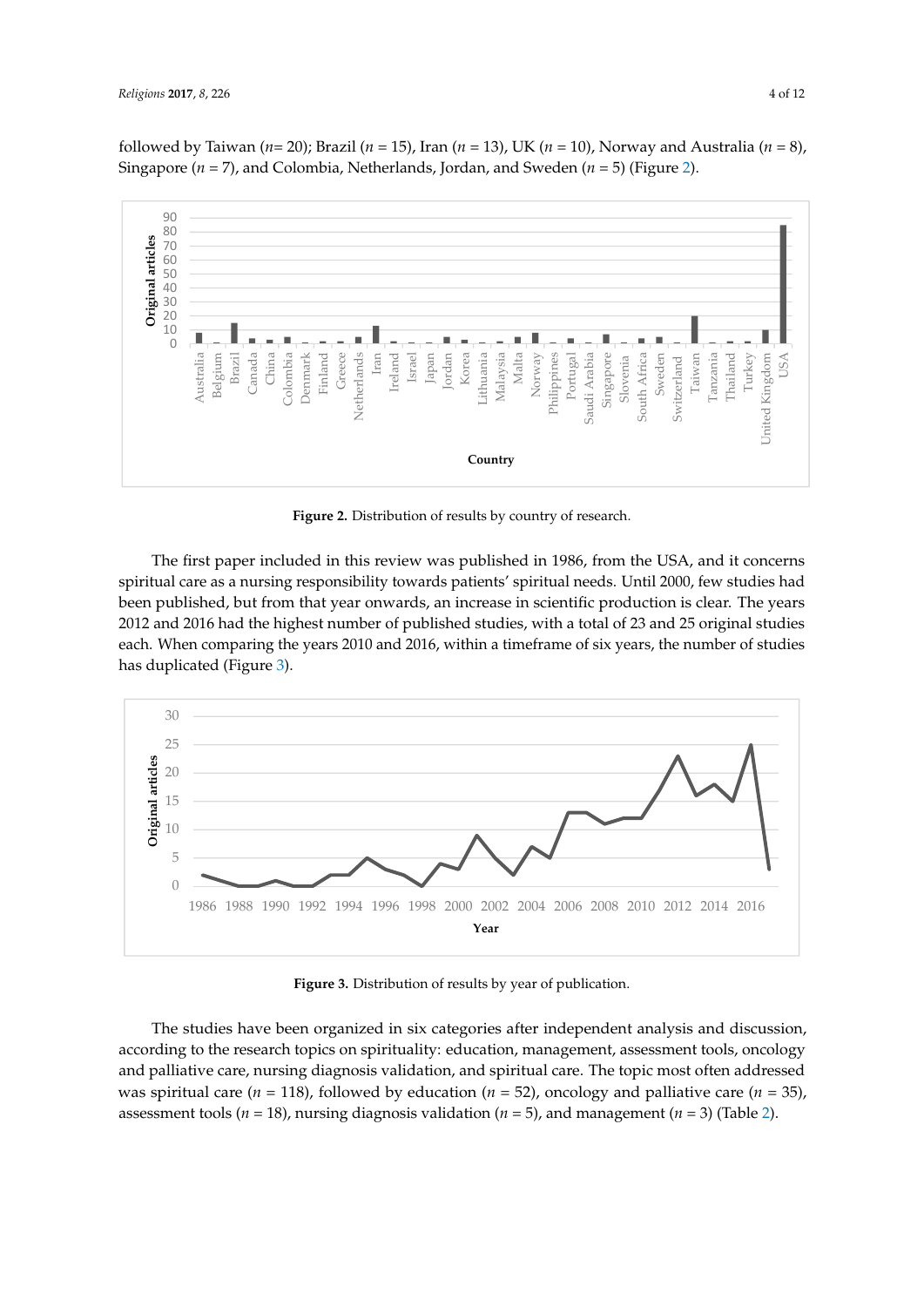followed by Taiwan ($n$= 20); Brazil ($n$ = 15), Iran ($n$ = 13), UK ($n$ = 10), Norway and Australia ($n$ = 8), Singapore ($n$ = 7), and Colombia, Netherlands, Jordan, and Sweden ($n$ = 5) (Figure 2).

**Figure 2.** Distribution of results by country of research.

The first paper included in this review was published in 1986, from the USA, and it concerns spiritual care as a nursing responsibility towards patients' spiritual needs. Until 2000, few studies had been published, but from that year onwards, an increase in scientific production is clear. The years 2012 and 2016 had the highest number of published studies, with a total of 23 and 25 original studies each. When comparing the years 2010 and 2016, within a timeframe of six years, the number of studies has duplicated (Figure 3).

**Figure 3.** Distribution of results by year of publication.

The studies have been organized in six categories after independent analysis and discussion, according to the research topics on spirituality: education, management, assessment tools, oncology and palliative care, nursing diagnosis validation, and spiritual care. The topic most often addressed was spiritual care ($n$ = 118), followed by education ($n$ = 52), oncology and palliative care ($n$ = 35), assessment tools ($n$ = 18), nursing diagnosis validation ($n$ = 5), and management ($n$ = 3) (Table 2).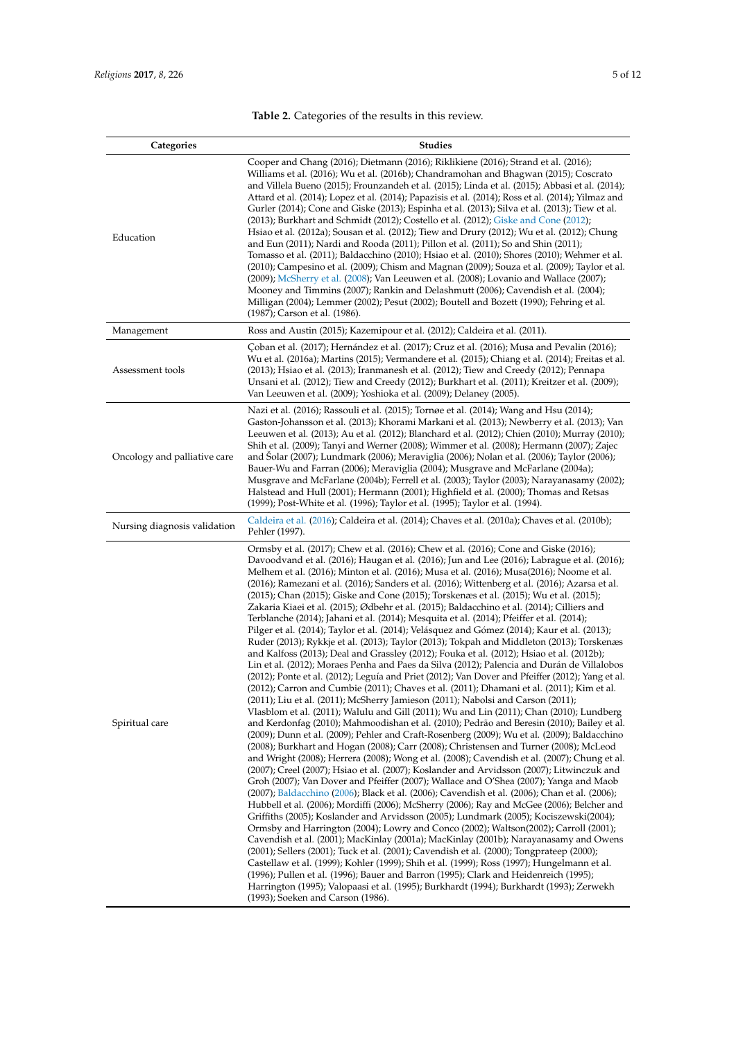**Table 2.** Categories of the results in this review.

| Categories | Studies |
| --- | --- |
| Education | Cooper and Chang (2016); Dietmann (2016); Riklikiene (2016); Strand et al. (2016); Williams et al. (2016); Wu et al. (2016b); Chandramohan and Bhagwan (2015); Coscrato and Villela Bueno (2015); Frounzandeh et al. (2015); Linda et al. (2015); Abbasi et al. (2014); Attard et al. (2014); Lopez et al. (2014); Papazisis et al. (2014); Ross et al. (2014); Yilmaz and Gurler (2014); Cone and Giske (2013); Espinha et al. (2013); Silva et al. (2013); Tiew et al. (2013); Burkhart and Schmidt (2012); Costello et al. (2012); Giske and Cone (2012); Hsiao et al. (2012a); Sousan et al. (2012); Tiew and Drury (2012); Wu et al. (2012); Chung and Eun (2011); Nardi and Rooda (2011); Pillon et al. (2011); So and Shin (2011); Tomasso et al. (2011); Baldacchino (2010); Hsiao et al. (2010); Shores (2010); Wehmer et al. (2010); Campesino et al. (2009); Chism and Magnan (2009); Souza et al. (2009); Taylor et al. (2009); McSherry et al. (2008); Van Leeuwen et al. (2008); Lovanio and Wallace (2007); Mooney and Timmins (2007); Rankin and Delashmutt (2006); Cavendish et al. (2004); Milligan (2004); Lemmer (2002); Pesut (2002); Boutell and Bozett (1990); Fehring et al. (1987); Carson et al. (1986). |
| Management | Ross and Austin (2015); Kazemipour et al. (2012); Caldeira et al. (2011). |
| Assessment tools | Çoban et al. (2017); Hernández et al. (2017); Cruz et al. (2016); Musa and Pevalin (2016); Wu et al. (2016a); Martins (2015); Vermandere et al. (2015); Chiang et al. (2014); Freitas et al. (2013); Hsiao et al. (2013); Iranmanesh et al. (2012); Tiew and Creedy (2012); Pennapa Unsani et al. (2012); Tiew and Creedy (2012); Burkhart et al. (2011); Kreitzer et al. (2009); Van Leeuwen et al. (2009); Yoshioka et al. (2009); Delaney (2005). |
| Oncology and palliative care | Nazi et al. (2016); Rassouli et al. (2015); Tornøe et al. (2014); Wang and Hsu (2014); Gaston-Johansson et al. (2013); Khorami Markani et al. (2013); Newberry et al. (2013); Van Leeuwen et al. (2013); Au et al. (2012); Blanchard et al. (2012); Chien (2010); Murray (2010); Shih et al. (2009); Tanyi and Werner (2008); Wimmer et al. (2008); Hermann (2007); Zajec and Šolar (2007); Lundmark (2006); Meraviglia (2006); Nolan et al. (2006); Taylor (2006); Bauer-Wu and Farran (2006); Meraviglia (2004); Musgrave and McFarlane (2004a); Musgrave and McFarlane (2004b); Ferrell et al. (2003); Taylor (2003); Narayanasamy (2002); Halstead and Hull (2001); Hermann (2001); Highfield et al. (2000); Thomas and Retsas (1999); Post-White et al. (1996); Taylor et al. (1995); Taylor et al. (1994). |
| Nursing diagnosis validation | Caldeira et al. (2016); Caldeira et al. (2014); Chaves et al. (2010a); Chaves et al. (2010b); Pehler (1997). |
| Spiritual care | Ormsby et al. (2017); Chew et al. (2016); Chew et al. (2016); Cone and Giske (2016); Davoodvand et al. (2016); Haugan et al. (2016); Jun and Lee (2016); Labrague et al. (2016); Melhem et al. (2016); Minton et al. (2016); Musa et al. (2016); Musa(2016); Noome et al. (2016); Ramezani et al. (2016); Sanders et al. (2016); Wittenberg et al. (2016); Azarsa et al. (2015); Chan (2015); Giske and Cone (2015); Torskenæs et al. (2015); Wu et al. (2015); Zakaria Kiaei et al. (2015); Ødbehr et al. (2015); Baldacchino et al. (2014); Cilliers and Terblanche (2014); Jahani et al. (2014); Mesquita et al. (2014); Pfeiffer et al. (2014); Pilger et al. (2014); Taylor et al. (2014); Velásquez and Gómez (2014); Kaur et al. (2013); Ruder (2013); Rykkje et al. (2013); Taylor (2013); Tokpah and Middleton (2013); Torskenæs and Kalfoss (2013); Deal and Grassley (2012); Fouka et al. (2012); Hsiao et al. (2012b); Lin et al. (2012); Moraes Penha and Paes da Silva (2012); Palencia and Durán de Villalobos (2012); Ponte et al. (2012); Leguía and Priet (2012); Van Dover and Pfeiffer (2012); Yang et al. (2012); Carron and Cumbie (2011); Chaves et al. (2011); Dhamani et al. (2011); Kim et al. (2011); Liu et al. (2011); McSherry Jamieson (2011); Nabolsi and Carson (2011); Vlasblom et al. (2011); Walulu and Gill (2011); Wu and Lin (2011); Chan (2010); Lundberg and Kerdonfag (2010); Mahmoodishan et al. (2010); Pedrão and Beresin (2010); Bailey et al. (2009); Dunn et al. (2009); Pehler and Craft-Rosenberg (2009); Wu et al. (2009); Baldacchino (2008); Burkhart and Hogan (2008); Carr (2008); Christensen and Turner (2008); McLeod and Wright (2008); Herrera (2008); Wong et al. (2008); Cavendish et al. (2007); Chung et al. (2007); Creel (2007); Hsiao et al. (2007); Koslander and Arvidsson (2007); Litwinczuk and Groh (2007); Van Dover and Pfeiffer (2007); Wallace and O'Shea (2007); Yanga and Maob (2007); Baldacchino (2006); Black et al. (2006); Cavendish et al. (2006); Chan et al. (2006); Hubbell et al. (2006); Mordiffi (2006); McSherry (2006); Ray and McGee (2006); Belcher and Griffiths (2005); Koslander and Arvidsson (2005); Lundmark (2005); Kociszewski(2004); Ormsby and Harrington (2004); Lowry and Conco (2002); Waltson(2002); Carroll (2001); Cavendish et al. (2001); MacKinlay (2001a); MacKinlay (2001b); Narayanasamy and Owens (2001); Sellers (2001); Tuck et al. (2001); Cavendish et al. (2000); Tongprateep (2000); Castellaw et al. (1999); Kohler (1999); Shih et al. (1999); Ross (1997); Hungelmann et al. (1996); Pullen et al. (1996); Bauer and Barron (1995); Clark and Heidenreich (1995); Harrington (1995); Valopaasi et al. (1995); Burkhardt (1994); Burkhardt (1993); Zerwekh (1993); Soeken and Carson (1986). |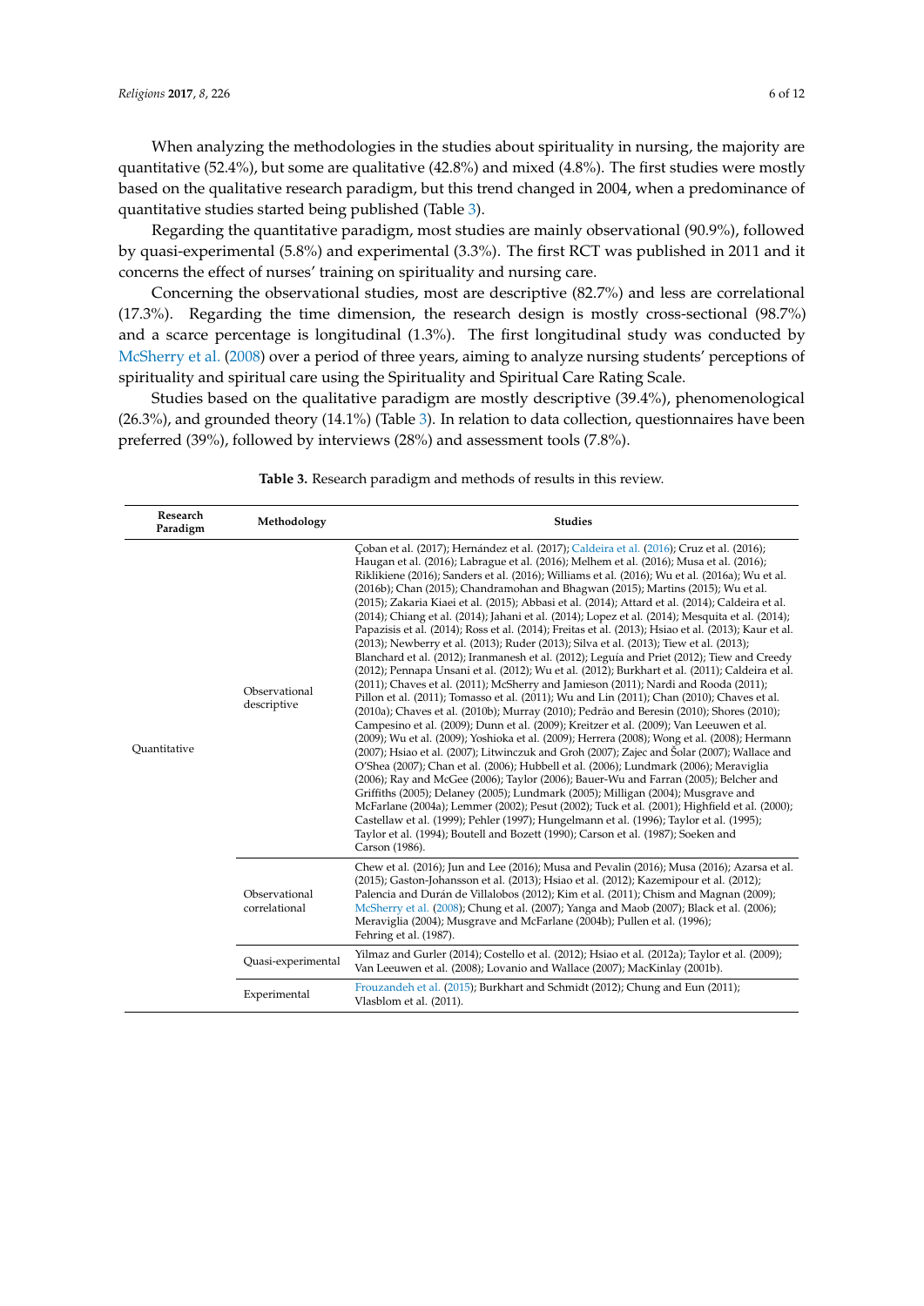When analyzing the methodologies in the studies about spirituality in nursing, the majority are quantitative (52.4%), but some are qualitative (42.8%) and mixed (4.8%). The first studies were mostly based on the qualitative research paradigm, but this trend changed in 2004, when a predominance of quantitative studies started being published (Table 3).

Regarding the quantitative paradigm, most studies are mainly observational (90.9%), followed by quasi-experimental (5.8%) and experimental (3.3%). The first RCT was published in 2011 and it concerns the effect of nurses' training on spirituality and nursing care.

Concerning the observational studies, most are descriptive (82.7%) and less are correlational (17.3%). Regarding the time dimension, the research design is mostly cross-sectional (98.7%) and a scarce percentage is longitudinal (1.3%). The first longitudinal study was conducted by McSherry et al. (2008) over a period of three years, aiming to analyze nursing students' perceptions of spirituality and spiritual care using the Spirituality and Spiritual Care Rating Scale.

Studies based on the qualitative paradigm are mostly descriptive (39.4%), phenomenological (26.3%), and grounded theory (14.1%) (Table 3). In relation to data collection, questionnaires have been preferred (39%), followed by interviews (28%) and assessment tools (7.8%).

**Table 3.** Research paradigm and methods of results in this review.

| Research Paradigm | Methodology | Studies |
|---|---|---|
| Quantitative | Observational descriptive | Çoban et al. (2017); Hernández et al. (2017); Caldeira et al. (2016); Cruz et al. (2016); Haugan et al. (2016); Labrague et al. (2016); Melhem et al. (2016); Musa et al. (2016); Riklikiene (2016); Sanders et al. (2016); Williams et al. (2016); Wu et al. (2016a); Wu et al. (2016b); Chan (2015); Chandramohan and Bhagwan (2015); Martins (2015); Wu et al. (2015); Zakaria Kiaei et al. (2015); Abbasi et al. (2014); Attard et al. (2014); Caldeira et al. (2014); Chiang et al. (2014); Jahani et al. (2014); Lopez et al. (2014); Mesquita et al. (2014); Papazisis et al. (2014); Ross et al. (2014); Freitas et al. (2013); Hsiao et al. (2013); Kaur et al. (2013); Newberry et al. (2013); Ruder (2013); Silva et al. (2013); Tiew et al. (2013); Blanchard et al. (2012); Iranmanesh et al. (2012); Leguía and Priet (2012); Tiew and Creedy (2012); Pennapa Unsani et al. (2012); Wu et al. (2012); Burkhart et al. (2011); Caldeira et al. (2011); Chaves et al. (2011); McSherry and Jamieson (2011); Nardi and Rooda (2011); Pillon et al. (2011); Tomasso et al. (2011); Wu and Lin (2011); Chan (2010); Chaves et al. (2010a); Chaves et al. (2010b); Murray (2010); Pedrão and Beresin (2010); Shores (2010); Campesino et al. (2009); Dunn et al. (2009); Kreitzer et al. (2009); Van Leeuwen et al. (2009); Wu et al. (2009); Yoshioka et al. (2009); Herrera (2008); Wong et al. (2008); Hermann (2007); Hsiao et al. (2007); Litwinczuk and Groh (2007); Zajec and Šolar (2007); Wallace and O'Shea (2007); Chan et al. (2006); Hubbell et al. (2006); Lundmark (2006); Meraviglia (2006); Ray and McGee (2006); Taylor (2006); Bauer-Wu and Farran (2005); Belcher and Griffiths (2005); Delaney (2005); Lundmark (2005); Milligan (2004); Musgrave and McFarlane (2004a); Lemmer (2002); Pesut (2002); Tuck et al. (2001); Highfield et al. (2000); Castellaw et al. (1999); Pehler (1997); Hungelmann et al. (1996); Taylor et al. (1995); Taylor et al. (1994); Boutell and Bozett (1990); Carson et al. (1987); Soeken and Carson (1986). |
| | Observational correlational | Chew et al. (2016); Jun and Lee (2016); Musa and Pevalin (2016); Musa (2016); Azarsa et al. (2015); Gaston-Johansson et al. (2013); Hsiao et al. (2012); Kazemipour et al. (2012); Palencia and Durán de Villalobos (2012); Kim et al. (2011); Chism and Magnan (2009); McSherry et al. (2008); Chung et al. (2007); Yanga and Maob (2007); Black et al. (2006); Meraviglia (2004); Musgrave and McFarlane (2004b); Pullen et al. (1996); Fehring et al. (1987). |
| | Quasi-experimental | Yilmaz and Gurler (2014); Costello et al. (2012); Hsiao et al. (2012a); Taylor et al. (2009); Van Leeuwen et al. (2008); Lovanio and Wallace (2007); MacKinlay (2001b). |
| | Experimental | Frouzandeh et al. (2015); Burkhart and Schmidt (2012); Chung and Eun (2011); Vlasblom et al. (2011). |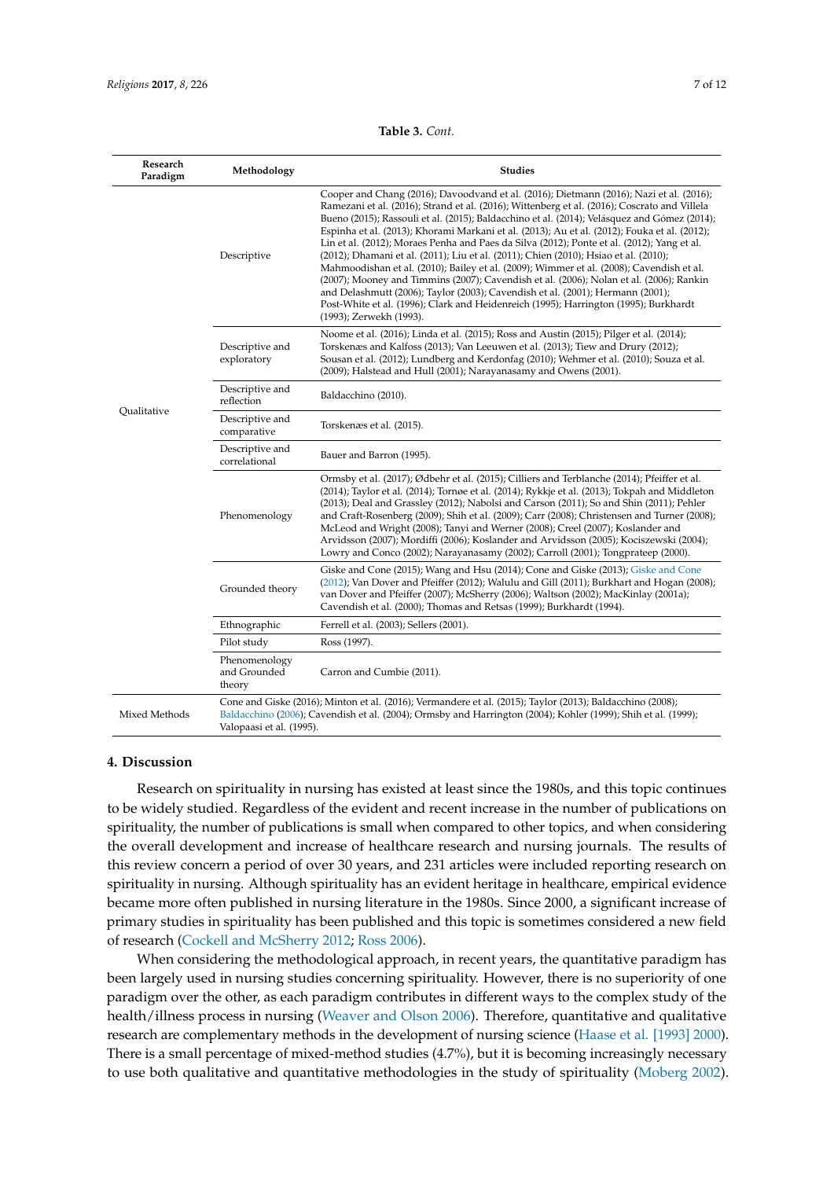**Table 3.** *Cont.*

| Research Paradigm | Methodology | Studies |
| --- | --- | --- |
| Qualitative | Descriptive | Cooper and Chang (2016); Davoodvand et al. (2016); Dietmann (2016); Nazi et al. (2016); Ramezani et al. (2016); Strand et al. (2016); Wittenberg et al. (2016); Coscrato and Villela Bueno (2015); Rassouli et al. (2015); Baldacchino et al. (2014); Velásquez and Gómez (2014); Espinha et al. (2013); Khorami Markani et al. (2013); Au et al. (2012); Fouka et al. (2012); Lin et al. (2012); Moraes Penha and Paes da Silva (2012); Ponte et al. (2012); Yang et al. (2012); Dhamani et al. (2011); Liu et al. (2011); Chien (2010); Hsiao et al. (2010); Mahmoodishan et al. (2010); Bailey et al. (2009); Wimmer et al. (2008); Cavendish et al. (2007); Mooney and Timmins (2007); Cavendish et al. (2006); Nolan et al. (2006); Rankin and Delashmutt (2006); Taylor (2003); Cavendish et al. (2001); Hermann (2001); Post-White et al. (1996); Clark and Heidenreich (1995); Harrington (1995); Burkhardt (1993); Zerwekh (1993). |
| | Descriptive and exploratory | Noome et al. (2016); Linda et al. (2015); Ross and Austin (2015); Pilger et al. (2014); Torskenæs and Kalfoss (2013); Van Leeuwen et al. (2013); Tiew and Drury (2012); Sousan et al. (2012); Lundberg and Kerdonfag (2010); Wehmer et al. (2010); Souza et al. (2009); Halstead and Hull (2001); Narayanasamy and Owens (2001). |
| | Descriptive and reflection | Baldacchino (2010). |
| | Descriptive and comparative | Torskenæs et al. (2015). |
| | Descriptive and correlational | Bauer and Barron (1995). |
| | Phenomenology | Ormsby et al. (2017); Ødbehr et al. (2015); Cilliers and Terblanche (2014); Pfeiffer et al. (2014); Taylor et al. (2014); Tornøe et al. (2014); Rykkje et al. (2013); Tokpah and Middleton (2013); Deal and Grassley (2012); Nabolsi and Carson (2011); So and Shin (2011); Pehler and Craft-Rosenberg (2009); Shih et al. (2009); Carr (2008); Christensen and Turner (2008); McLeod and Wright (2008); Tanyi and Werner (2008); Creel (2007); Koslander and Arvidsson (2007); Mordiffi (2006); Koslander and Arvidsson (2005); Kociszewski (2004); Lowry and Conco (2002); Narayanasamy (2002); Carroll (2001); Tongprateep (2000). |
| | Grounded theory | Giske and Cone (2015); Wang and Hsu (2014); Cone and Giske (2013); Giske and Cone (2012); Van Dover and Pfeiffer (2012); Walulu and Gill (2011); Burkhart and Hogan (2008); van Dover and Pfeiffer (2007); McSherry (2006); Waltson (2002); MacKinlay (2001a); Cavendish et al. (2000); Thomas and Retsas (1999); Burkhardt (1994). |
| | Ethnographic | Ferrell et al. (2003); Sellers (2001). |
| | Pilot study | Ross (1997). |
| | Phenomenology and Grounded theory | Carron and Cumbie (2011). |
| Mixed Methods | | Cone and Giske (2016); Minton et al. (2016); Vermandere et al. (2015); Taylor (2013); Baldacchino (2008); Baldacchino (2006); Cavendish et al. (2004); Ormsby and Harrington (2004); Kohler (1999); Shih et al. (1999); Valopaasi et al. (1995). |

## 4. Discussion

Research on spirituality in nursing has existed at least since the 1980s, and this topic continues to be widely studied. Regardless of the evident and recent increase in the number of publications on spirituality, the number of publications is small when compared to other topics, and when considering the overall development and increase of healthcare research and nursing journals. The results of this review concern a period of over 30 years, and 231 articles were included reporting research on spirituality in nursing. Although spirituality has an evident heritage in healthcare, empirical evidence became more often published in nursing literature in the 1980s. Since 2000, a significant increase of primary studies in spirituality has been published and this topic is sometimes considered a new field of research (Cockell and McSherry 2012; Ross 2006).

When considering the methodological approach, in recent years, the quantitative paradigm has been largely used in nursing studies concerning spirituality. However, there is no superiority of one paradigm over the other, as each paradigm contributes in different ways to the complex study of the health/illness process in nursing (Weaver and Olson 2006). Therefore, quantitative and qualitative research are complementary methods in the development of nursing science (Haase et al. [1993] 2000). There is a small percentage of mixed-method studies (4.7%), but it is becoming increasingly necessary to use both qualitative and quantitative methodologies in the study of spirituality (Moberg 2002).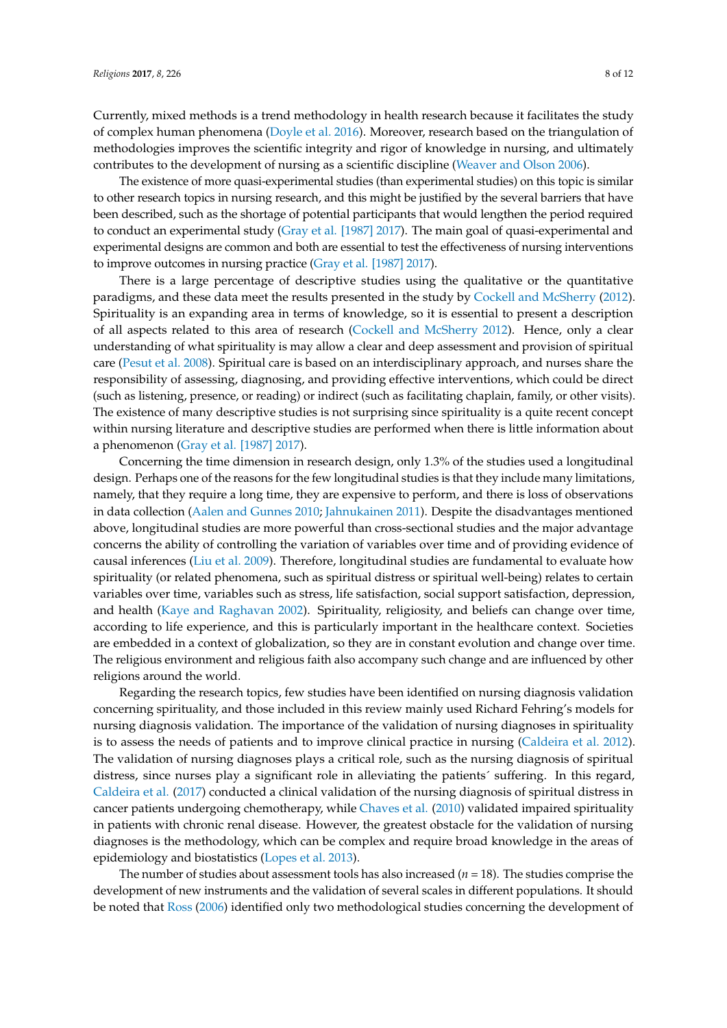Currently, mixed methods is a trend methodology in health research because it facilitates the study of complex human phenomena (Doyle et al. 2016). Moreover, research based on the triangulation of methodologies improves the scientific integrity and rigor of knowledge in nursing, and ultimately contributes to the development of nursing as a scientific discipline (Weaver and Olson 2006).

The existence of more quasi-experimental studies (than experimental studies) on this topic is similar to other research topics in nursing research, and this might be justified by the several barriers that have been described, such as the shortage of potential participants that would lengthen the period required to conduct an experimental study (Gray et al. [1987] 2017). The main goal of quasi-experimental and experimental designs are common and both are essential to test the effectiveness of nursing interventions to improve outcomes in nursing practice (Gray et al. [1987] 2017).

There is a large percentage of descriptive studies using the qualitative or the quantitative paradigms, and these data meet the results presented in the study by Cockell and McSherry (2012). Spirituality is an expanding area in terms of knowledge, so it is essential to present a description of all aspects related to this area of research (Cockell and McSherry 2012). Hence, only a clear understanding of what spirituality is may allow a clear and deep assessment and provision of spiritual care (Pesut et al. 2008). Spiritual care is based on an interdisciplinary approach, and nurses share the responsibility of assessing, diagnosing, and providing effective interventions, which could be direct (such as listening, presence, or reading) or indirect (such as facilitating chaplain, family, or other visits). The existence of many descriptive studies is not surprising since spirituality is a quite recent concept within nursing literature and descriptive studies are performed when there is little information about a phenomenon (Gray et al. [1987] 2017).

Concerning the time dimension in research design, only 1.3% of the studies used a longitudinal design. Perhaps one of the reasons for the few longitudinal studies is that they include many limitations, namely, that they require a long time, they are expensive to perform, and there is loss of observations in data collection (Aalen and Gunnes 2010; Jahnukainen 2011). Despite the disadvantages mentioned above, longitudinal studies are more powerful than cross-sectional studies and the major advantage concerns the ability of controlling the variation of variables over time and of providing evidence of causal inferences (Liu et al. 2009). Therefore, longitudinal studies are fundamental to evaluate how spirituality (or related phenomena, such as spiritual distress or spiritual well-being) relates to certain variables over time, variables such as stress, life satisfaction, social support satisfaction, depression, and health (Kaye and Raghavan 2002). Spirituality, religiosity, and beliefs can change over time, according to life experience, and this is particularly important in the healthcare context. Societies are embedded in a context of globalization, so they are in constant evolution and change over time. The religious environment and religious faith also accompany such change and are influenced by other religions around the world.

Regarding the research topics, few studies have been identified on nursing diagnosis validation concerning spirituality, and those included in this review mainly used Richard Fehring's models for nursing diagnosis validation. The importance of the validation of nursing diagnoses in spirituality is to assess the needs of patients and to improve clinical practice in nursing (Caldeira et al. 2012). The validation of nursing diagnoses plays a critical role, such as the nursing diagnosis of spiritual distress, since nurses play a significant role in alleviating the patients´ suffering. In this regard, Caldeira et al. (2017) conducted a clinical validation of the nursing diagnosis of spiritual distress in cancer patients undergoing chemotherapy, while Chaves et al. (2010) validated impaired spirituality in patients with chronic renal disease. However, the greatest obstacle for the validation of nursing diagnoses is the methodology, which can be complex and require broad knowledge in the areas of epidemiology and biostatistics (Lopes et al. 2013).

The number of studies about assessment tools has also increased ($n = 18$). The studies comprise the development of new instruments and the validation of several scales in different populations. It should be noted that Ross (2006) identified only two methodological studies concerning the development of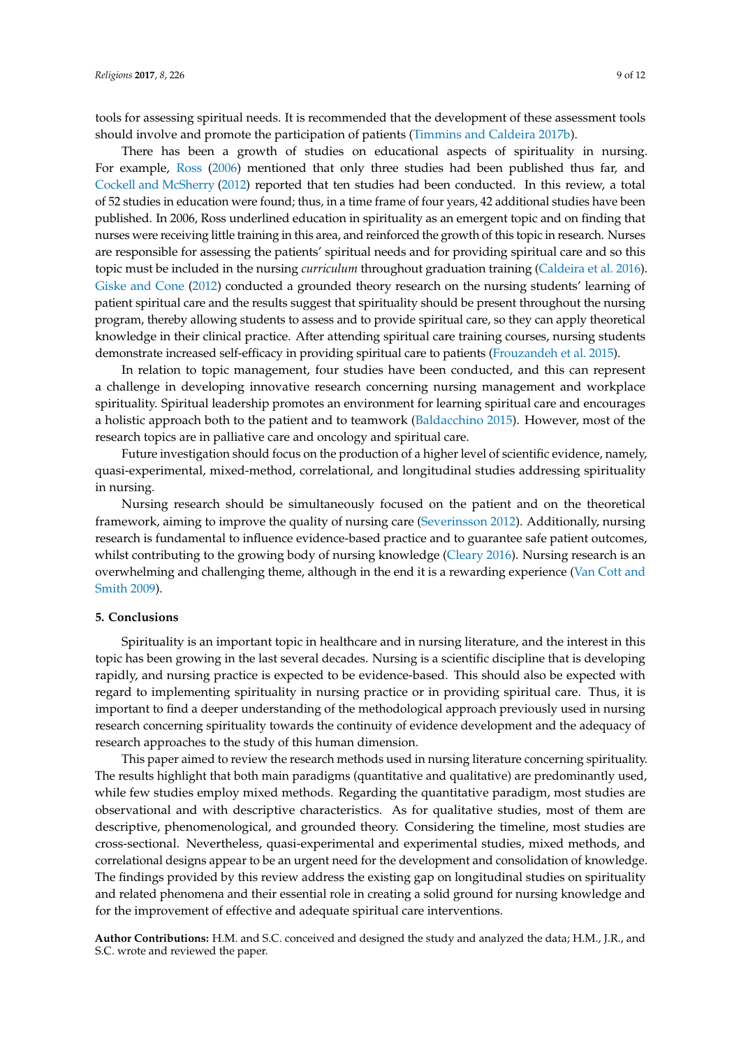tools for assessing spiritual needs. It is recommended that the development of these assessment tools should involve and promote the participation of patients (Timmins and Caldeira 2017b).

There has been a growth of studies on educational aspects of spirituality in nursing. For example, Ross (2006) mentioned that only three studies had been published thus far, and Cockell and McSherry (2012) reported that ten studies had been conducted. In this review, a total of 52 studies in education were found; thus, in a time frame of four years, 42 additional studies have been published. In 2006, Ross underlined education in spirituality as an emergent topic and on finding that nurses were receiving little training in this area, and reinforced the growth of this topic in research. Nurses are responsible for assessing the patients' spiritual needs and for providing spiritual care and so this topic must be included in the nursing *curriculum* throughout graduation training (Caldeira et al. 2016). Giske and Cone (2012) conducted a grounded theory research on the nursing students' learning of patient spiritual care and the results suggest that spirituality should be present throughout the nursing program, thereby allowing students to assess and to provide spiritual care, so they can apply theoretical knowledge in their clinical practice. After attending spiritual care training courses, nursing students demonstrate increased self-efficacy in providing spiritual care to patients (Frouzandeh et al. 2015).

In relation to topic management, four studies have been conducted, and this can represent a challenge in developing innovative research concerning nursing management and workplace spirituality. Spiritual leadership promotes an environment for learning spiritual care and encourages a holistic approach both to the patient and to teamwork (Baldacchino 2015). However, most of the research topics are in palliative care and oncology and spiritual care.

Future investigation should focus on the production of a higher level of scientific evidence, namely, quasi-experimental, mixed-method, correlational, and longitudinal studies addressing spirituality in nursing.

Nursing research should be simultaneously focused on the patient and on the theoretical framework, aiming to improve the quality of nursing care (Severinsson 2012). Additionally, nursing research is fundamental to influence evidence-based practice and to guarantee safe patient outcomes, whilst contributing to the growing body of nursing knowledge (Cleary 2016). Nursing research is an overwhelming and challenging theme, although in the end it is a rewarding experience (Van Cott and Smith 2009).

## 5. Conclusions

Spirituality is an important topic in healthcare and in nursing literature, and the interest in this topic has been growing in the last several decades. Nursing is a scientific discipline that is developing rapidly, and nursing practice is expected to be evidence-based. This should also be expected with regard to implementing spirituality in nursing practice or in providing spiritual care. Thus, it is important to find a deeper understanding of the methodological approach previously used in nursing research concerning spirituality towards the continuity of evidence development and the adequacy of research approaches to the study of this human dimension.

This paper aimed to review the research methods used in nursing literature concerning spirituality. The results highlight that both main paradigms (quantitative and qualitative) are predominantly used, while few studies employ mixed methods. Regarding the quantitative paradigm, most studies are observational and with descriptive characteristics. As for qualitative studies, most of them are descriptive, phenomenological, and grounded theory. Considering the timeline, most studies are cross-sectional. Nevertheless, quasi-experimental and experimental studies, mixed methods, and correlational designs appear to be an urgent need for the development and consolidation of knowledge. The findings provided by this review address the existing gap on longitudinal studies on spirituality and related phenomena and their essential role in creating a solid ground for nursing knowledge and for the improvement of effective and adequate spiritual care interventions.

**Author Contributions:** H.M. and S.C. conceived and designed the study and analyzed the data; H.M., J.R., and S.C. wrote and reviewed the paper.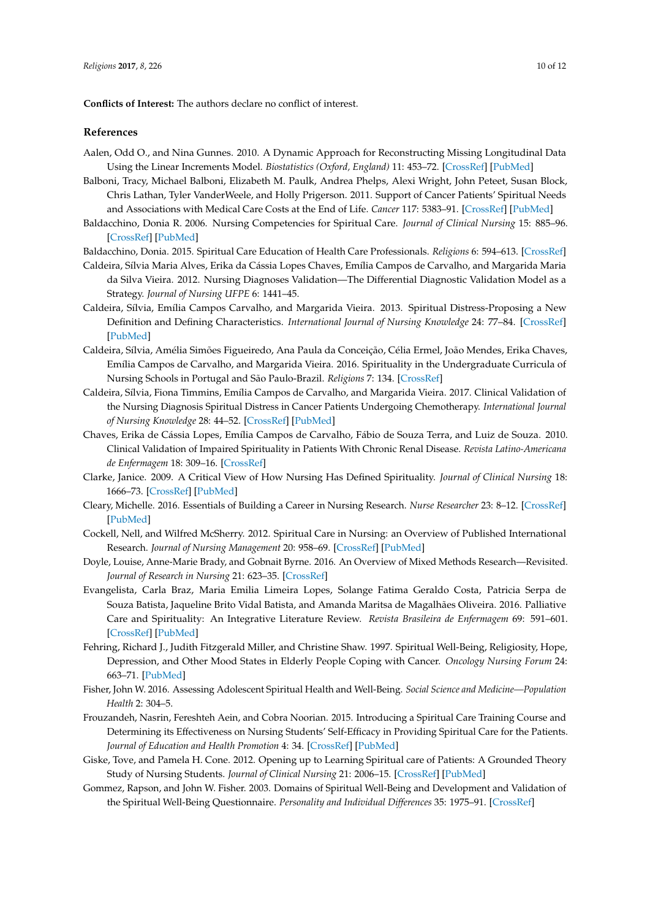**Conflicts of Interest:** The authors declare no conflict of interest.

## References

Aalen, Odd O., and Nina Gunnes. 2010. A Dynamic Approach for Reconstructing Missing Longitudinal Data Using the Linear Increments Model. *Biostatistics (Oxford, England)* 11: 453–72. [CrossRef] [PubMed]

Balboni, Tracy, Michael Balboni, Elizabeth M. Paulk, Andrea Phelps, Alexi Wright, John Peteet, Susan Block, Chris Lathan, Tyler VanderWeele, and Holly Prigerson. 2011. Support of Cancer Patients' Spiritual Needs and Associations with Medical Care Costs at the End of Life. *Cancer* 117: 5383–91. [CrossRef] [PubMed]

Baldacchino, Donia R. 2006. Nursing Competencies for Spiritual Care. *Journal of Clinical Nursing* 15: 885–96. [CrossRef] [PubMed]

Baldacchino, Donia. 2015. Spiritual Care Education of Health Care Professionals. *Religions* 6: 594–613. [CrossRef]

Caldeira, Sílvia Maria Alves, Erika da Cássia Lopes Chaves, Emília Campos de Carvalho, and Margarida Maria da Silva Vieira. 2012. Nursing Diagnoses Validation—The Differential Diagnostic Validation Model as a Strategy. *Journal of Nursing UFPE* 6: 1441–45.

Caldeira, Sílvia, Emília Campos Carvalho, and Margarida Vieira. 2013. Spiritual Distress-Proposing a New Definition and Defining Characteristics. *International Journal of Nursing Knowledge* 24: 77–84. [CrossRef] [PubMed]

Caldeira, Sílvia, Amélia Simões Figueiredo, Ana Paula da Conceição, Célia Ermel, João Mendes, Erika Chaves, Emília Campos de Carvalho, and Margarida Vieira. 2016. Spirituality in the Undergraduate Curricula of Nursing Schools in Portugal and São Paulo-Brazil. *Religions* 7: 134. [CrossRef]

Caldeira, Sílvia, Fiona Timmins, Emília Campos de Carvalho, and Margarida Vieira. 2017. Clinical Validation of the Nursing Diagnosis Spiritual Distress in Cancer Patients Undergoing Chemotherapy. *International Journal of Nursing Knowledge* 28: 44–52. [CrossRef] [PubMed]

Chaves, Erika de Cássia Lopes, Emília Campos de Carvalho, Fábio de Souza Terra, and Luiz de Souza. 2010. Clinical Validation of Impaired Spirituality in Patients With Chronic Renal Disease. *Revista Latino-Americana de Enfermagem* 18: 309–16. [CrossRef]

Clarke, Janice. 2009. A Critical View of How Nursing Has Defined Spirituality. *Journal of Clinical Nursing* 18: 1666–73. [CrossRef] [PubMed]

Cleary, Michelle. 2016. Essentials of Building a Career in Nursing Research. *Nurse Researcher* 23: 8–12. [CrossRef] [PubMed]

Cockell, Nell, and Wilfred McSherry. 2012. Spiritual Care in Nursing: an Overview of Published International Research. *Journal of Nursing Management* 20: 958–69. [CrossRef] [PubMed]

Doyle, Louise, Anne-Marie Brady, and Gobnait Byrne. 2016. An Overview of Mixed Methods Research—Revisited. *Journal of Research in Nursing* 21: 623–35. [CrossRef]

Evangelista, Carla Braz, Maria Emilia Limeira Lopes, Solange Fatima Geraldo Costa, Patricia Serpa de Souza Batista, Jaqueline Brito Vidal Batista, and Amanda Maritsa de Magalhães Oliveira. 2016. Palliative Care and Spirituality: An Integrative Literature Review. *Revista Brasileira de Enfermagem* 69: 591–601. [CrossRef] [PubMed]

Fehring, Richard J., Judith Fitzgerald Miller, and Christine Shaw. 1997. Spiritual Well-Being, Religiosity, Hope, Depression, and Other Mood States in Elderly People Coping with Cancer. *Oncology Nursing Forum* 24: 663–71. [PubMed]

Fisher, John W. 2016. Assessing Adolescent Spiritual Health and Well-Being. *Social Science and Medicine—Population Health* 2: 304–5.

Frouzandeh, Nasrin, Fereshteh Aein, and Cobra Noorian. 2015. Introducing a Spiritual Care Training Course and Determining its Effectiveness on Nursing Students' Self-Efficacy in Providing Spiritual Care for the Patients. *Journal of Education and Health Promotion* 4: 34. [CrossRef] [PubMed]

Giske, Tove, and Pamela H. Cone. 2012. Opening up to Learning Spiritual care of Patients: A Grounded Theory Study of Nursing Students. *Journal of Clinical Nursing* 21: 2006–15. [CrossRef] [PubMed]

Gommez, Rapson, and John W. Fisher. 2003. Domains of Spiritual Well-Being and Development and Validation of the Spiritual Well-Being Questionnaire. *Personality and Individual Differences* 35: 1975–91. [CrossRef]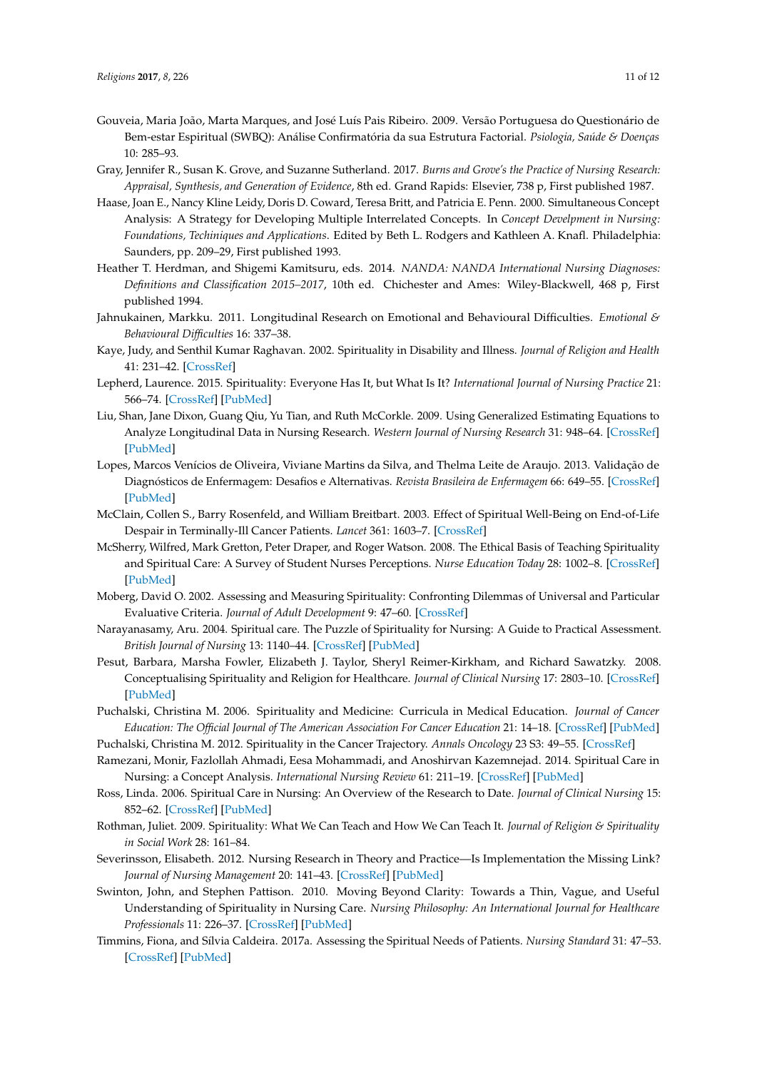Gouveia, Maria João, Marta Marques, and José Luís Pais Ribeiro. 2009. Versão Portuguesa do Questionário de Bem-estar Espiritual (SWBQ): Análise Confirmatória da sua Estrutura Factorial. *Psiologia, Saúde & Doenças* 10: 285–93.

Gray, Jennifer R., Susan K. Grove, and Suzanne Sutherland. 2017. *Burns and Grove's the Practice of Nursing Research: Appraisal, Synthesis, and Generation of Evidence*, 8th ed. Grand Rapids: Elsevier, 738 p, First published 1987.

Haase, Joan E., Nancy Kline Leidy, Doris D. Coward, Teresa Britt, and Patricia E. Penn. 2000. Simultaneous Concept Analysis: A Strategy for Developing Multiple Interrelated Concepts. In *Concept Develpment in Nursing: Foundations, Techiniques and Applications*. Edited by Beth L. Rodgers and Kathleen A. Knafl. Philadelphia: Saunders, pp. 209–29, First published 1993.

Heather T. Herdman, and Shigemi Kamitsuru, eds. 2014. *NANDA: NANDA International Nursing Diagnoses: Definitions and Classification 2015–2017*, 10th ed. Chichester and Ames: Wiley-Blackwell, 468 p, First published 1994.

Jahnukainen, Markku. 2011. Longitudinal Research on Emotional and Behavioural Difficulties. *Emotional & Behavioural Difficulties* 16: 337–38.

Kaye, Judy, and Senthil Kumar Raghavan. 2002. Spirituality in Disability and Illness. *Journal of Religion and Health* 41: 231–42. [CrossRef]

Lepherd, Laurence. 2015. Spirituality: Everyone Has It, but What Is It? *International Journal of Nursing Practice* 21: 566–74. [CrossRef] [PubMed]

Liu, Shan, Jane Dixon, Guang Qiu, Yu Tian, and Ruth McCorkle. 2009. Using Generalized Estimating Equations to Analyze Longitudinal Data in Nursing Research. *Western Journal of Nursing Research* 31: 948–64. [CrossRef] [PubMed]

Lopes, Marcos Venícios de Oliveira, Viviane Martins da Silva, and Thelma Leite de Araujo. 2013. Validação de Diagnósticos de Enfermagem: Desafios e Alternativas. *Revista Brasileira de Enfermagem* 66: 649–55. [CrossRef] [PubMed]

McClain, Collen S., Barry Rosenfeld, and William Breitbart. 2003. Effect of Spiritual Well-Being on End-of-Life Despair in Terminally-Ill Cancer Patients. *Lancet* 361: 1603–7. [CrossRef]

McSherry, Wilfred, Mark Gretton, Peter Draper, and Roger Watson. 2008. The Ethical Basis of Teaching Spirituality and Spiritual Care: A Survey of Student Nurses Perceptions. *Nurse Education Today* 28: 1002–8. [CrossRef] [PubMed]

Moberg, David O. 2002. Assessing and Measuring Spirituality: Confronting Dilemmas of Universal and Particular Evaluative Criteria. *Journal of Adult Development* 9: 47–60. [CrossRef]

Narayanasamy, Aru. 2004. Spiritual care. The Puzzle of Spirituality for Nursing: A Guide to Practical Assessment. *British Journal of Nursing* 13: 1140–44. [CrossRef] [PubMed]

Pesut, Barbara, Marsha Fowler, Elizabeth J. Taylor, Sheryl Reimer-Kirkham, and Richard Sawatzky. 2008. Conceptualising Spirituality and Religion for Healthcare. *Journal of Clinical Nursing* 17: 2803–10. [CrossRef] [PubMed]

Puchalski, Christina M. 2006. Spirituality and Medicine: Curricula in Medical Education. *Journal of Cancer Education: The Official Journal of The American Association For Cancer Education* 21: 14–18. [CrossRef] [PubMed]

Puchalski, Christina M. 2012. Spirituality in the Cancer Trajectory. *Annals Oncology* 23 S3: 49–55. [CrossRef]

Ramezani, Monir, Fazlollah Ahmadi, Eesa Mohammadi, and Anoshirvan Kazemnejad. 2014. Spiritual Care in Nursing: a Concept Analysis. *International Nursing Review* 61: 211–19. [CrossRef] [PubMed]

Ross, Linda. 2006. Spiritual Care in Nursing: An Overview of the Research to Date. *Journal of Clinical Nursing* 15: 852–62. [CrossRef] [PubMed]

Rothman, Juliet. 2009. Spirituality: What We Can Teach and How We Can Teach It. *Journal of Religion & Spirituality in Social Work* 28: 161–84.

Severinsson, Elisabeth. 2012. Nursing Research in Theory and Practice—Is Implementation the Missing Link? *Journal of Nursing Management* 20: 141–43. [CrossRef] [PubMed]

Swinton, John, and Stephen Pattison. 2010. Moving Beyond Clarity: Towards a Thin, Vague, and Useful Understanding of Spirituality in Nursing Care. *Nursing Philosophy: An International Journal for Healthcare Professionals* 11: 226–37. [CrossRef] [PubMed]

Timmins, Fiona, and Sílvia Caldeira. 2017a. Assessing the Spiritual Needs of Patients. *Nursing Standard* 31: 47–53. [CrossRef] [PubMed]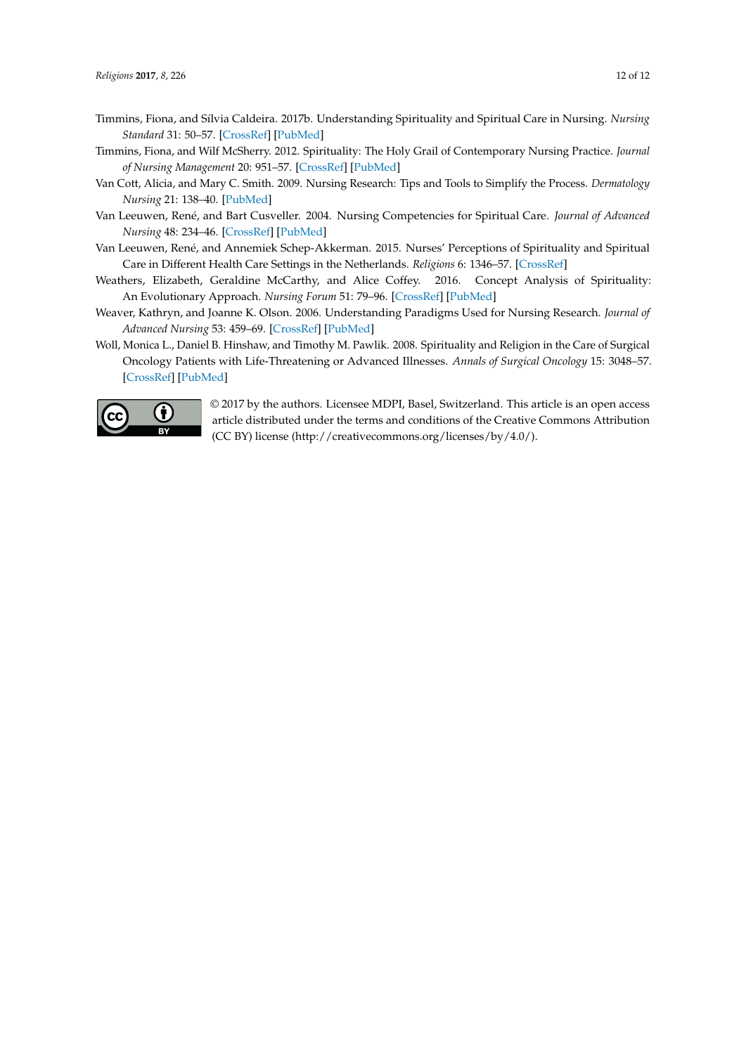Timmins, Fiona, and Sílvia Caldeira. 2017b. Understanding Spirituality and Spiritual Care in Nursing. *Nursing Standard* 31: 50–57. [CrossRef] [PubMed]

Timmins, Fiona, and Wilf McSherry. 2012. Spirituality: The Holy Grail of Contemporary Nursing Practice. *Journal of Nursing Management* 20: 951–57. [CrossRef] [PubMed]

Van Cott, Alicia, and Mary C. Smith. 2009. Nursing Research: Tips and Tools to Simplify the Process. *Dermatology Nursing* 21: 138–40. [PubMed]

Van Leeuwen, René, and Bart Cusveller. 2004. Nursing Competencies for Spiritual Care. *Journal of Advanced Nursing* 48: 234–46. [CrossRef] [PubMed]

Van Leeuwen, René, and Annemiek Schep-Akkerman. 2015. Nurses' Perceptions of Spirituality and Spiritual Care in Different Health Care Settings in the Netherlands. *Religions* 6: 1346–57. [CrossRef]

Weathers, Elizabeth, Geraldine McCarthy, and Alice Coffey. 2016. Concept Analysis of Spirituality: An Evolutionary Approach. *Nursing Forum* 51: 79–96. [CrossRef] [PubMed]

Weaver, Kathryn, and Joanne K. Olson. 2006. Understanding Paradigms Used for Nursing Research. *Journal of Advanced Nursing* 53: 459–69. [CrossRef] [PubMed]

Woll, Monica L., Daniel B. Hinshaw, and Timothy M. Pawlik. 2008. Spirituality and Religion in the Care of Surgical Oncology Patients with Life-Threatening or Advanced Illnesses. *Annals of Surgical Oncology* 15: 3048–57. [CrossRef] [PubMed]

© 2017 by the authors. Licensee MDPI, Basel, Switzerland. This article is an open access article distributed under the terms and conditions of the Creative Commons Attribution (CC BY) license (http://creativecommons.org/licenses/by/4.0/).